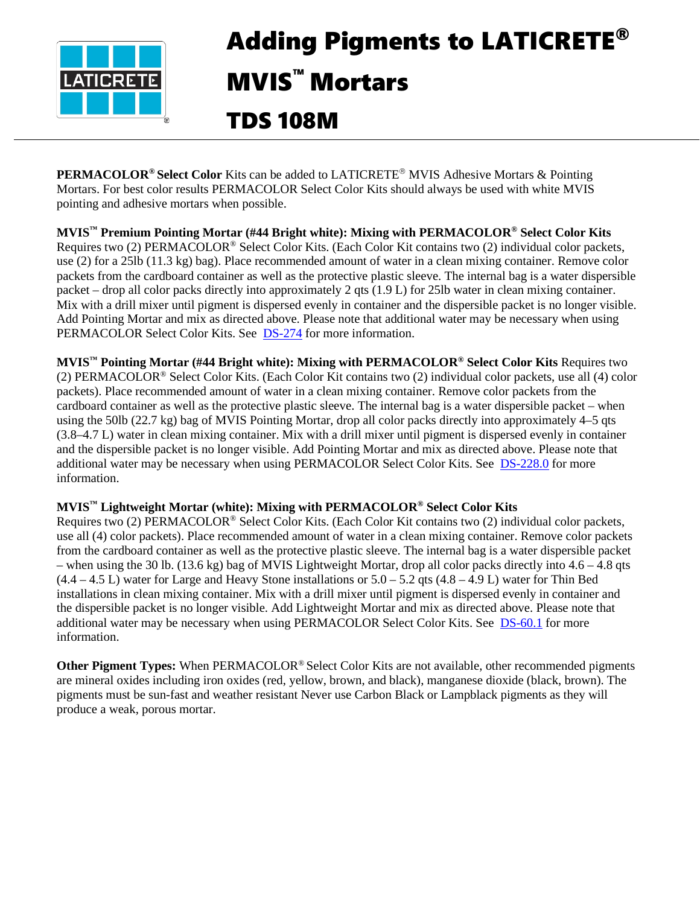# Adding Pigments to LATICRETE® MVIS™ Mortars

# TDS 108M

**PERMACOLOR® Select Color** Kits can be added to LATICRETE® MVIS Adhesive Mortars & Pointing Mortars. For best color results PERMACOLOR Select Color Kits should always be used with white MVIS pointing and adhesive mortars when possible.

**MVIS™ Premium Pointing Mortar (#44 Bright white): Mixing with PERMACOLOR® Select Color Kits**
Requires two (2) PERMACOLOR® Select Color Kits. (Each Color Kit contains two (2) individual color packets, use (2) for a 25lb (11.3 kg) bag). Place recommended amount of water in a clean mixing container. Remove color packets from the cardboard container as well as the protective plastic sleeve. The internal bag is a water dispersible packet – drop all color packs directly into approximately 2 qts (1.9 L) for 25lb water in clean mixing container. Mix with a drill mixer until pigment is dispersed evenly in container and the dispersible packet is no longer visible. Add Pointing Mortar and mix as directed above. Please note that additional water may be necessary when using PERMACOLOR Select Color Kits. See DS-274 for more information.

**MVIS™ Pointing Mortar (#44 Bright white): Mixing with PERMACOLOR® Select Color Kits** Requires two (2) PERMACOLOR® Select Color Kits. (Each Color Kit contains two (2) individual color packets, use all (4) color packets). Place recommended amount of water in a clean mixing container. Remove color packets from the cardboard container as well as the protective plastic sleeve. The internal bag is a water dispersible packet – when using the 50lb (22.7 kg) bag of MVIS Pointing Mortar, drop all color packs directly into approximately 4–5 qts (3.8–4.7 L) water in clean mixing container. Mix with a drill mixer until pigment is dispersed evenly in container and the dispersible packet is no longer visible. Add Pointing Mortar and mix as directed above. Please note that additional water may be necessary when using PERMACOLOR Select Color Kits. See DS-228.0 for more information.

**MVIS™ Lightweight Mortar (white): Mixing with PERMACOLOR® Select Color Kits**
Requires two (2) PERMACOLOR® Select Color Kits. (Each Color Kit contains two (2) individual color packets, use all (4) color packets). Place recommended amount of water in a clean mixing container. Remove color packets from the cardboard container as well as the protective plastic sleeve. The internal bag is a water dispersible packet – when using the 30 lb. (13.6 kg) bag of MVIS Lightweight Mortar, drop all color packs directly into 4.6 – 4.8 qts (4.4 – 4.5 L) water for Large and Heavy Stone installations or 5.0 – 5.2 qts (4.8 – 4.9 L) water for Thin Bed installations in clean mixing container. Mix with a drill mixer until pigment is dispersed evenly in container and the dispersible packet is no longer visible. Add Lightweight Mortar and mix as directed above. Please note that additional water may be necessary when using PERMACOLOR Select Color Kits. See DS-60.1 for more information.

**Other Pigment Types:** When PERMACOLOR® Select Color Kits are not available, other recommended pigments are mineral oxides including iron oxides (red, yellow, brown, and black), manganese dioxide (black, brown). The pigments must be sun-fast and weather resistant Never use Carbon Black or Lampblack pigments as they will produce a weak, porous mortar.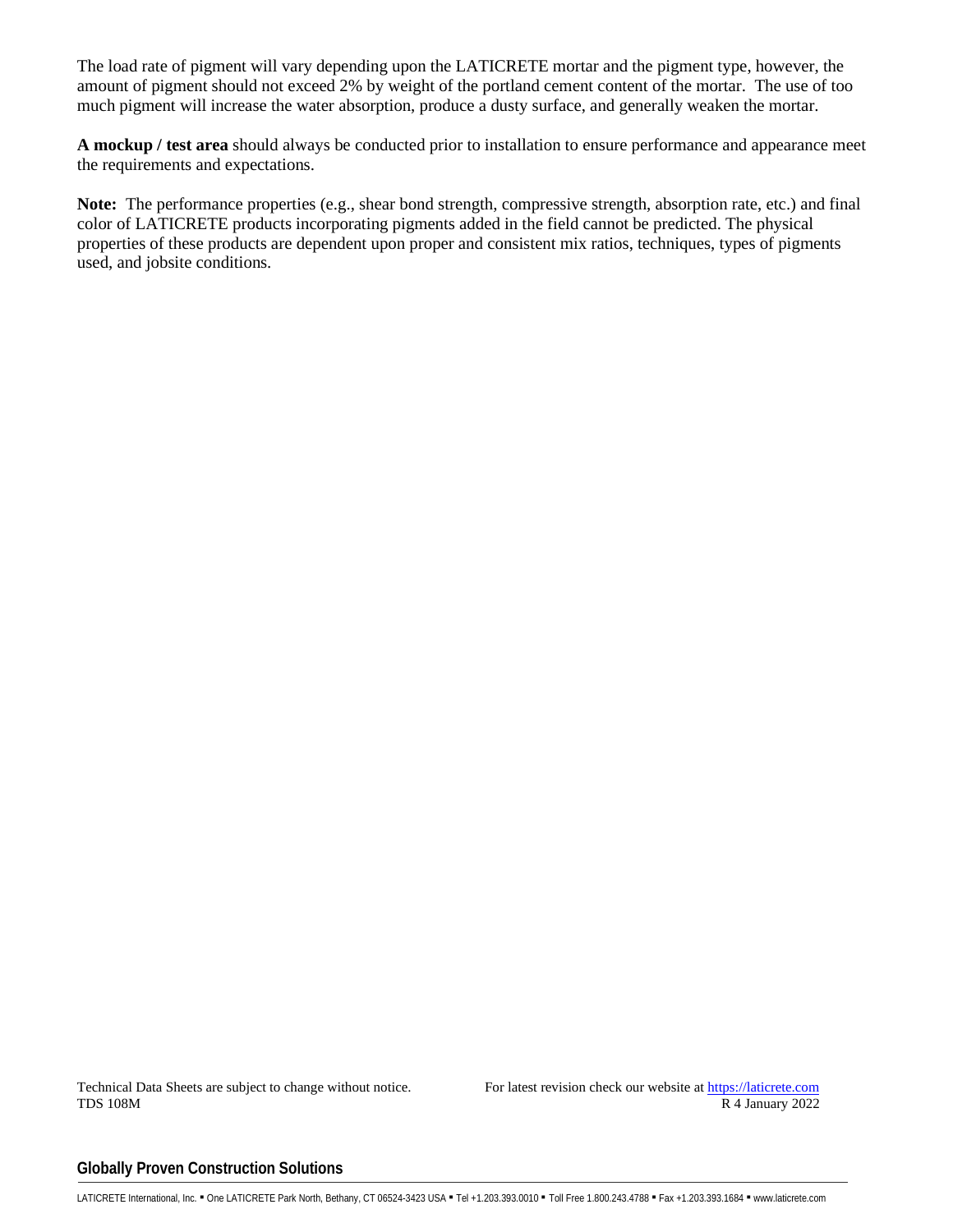The load rate of pigment will vary depending upon the LATICRETE mortar and the pigment type, however, the amount of pigment should not exceed 2% by weight of the portland cement content of the mortar. The use of too much pigment will increase the water absorption, produce a dusty surface, and generally weaken the mortar.

**A mockup / test area** should always be conducted prior to installation to ensure performance and appearance meet the requirements and expectations.

**Note:** The performance properties (e.g., shear bond strength, compressive strength, absorption rate, etc.) and final color of LATICRETE products incorporating pigments added in the field cannot be predicted. The physical properties of these products are dependent upon proper and consistent mix ratios, techniques, types of pigments used, and jobsite conditions.

Technical Data Sheets are subject to change without notice. For latest revision check our website at https://laticrete.com

TDS 108M

R 4 January 2022